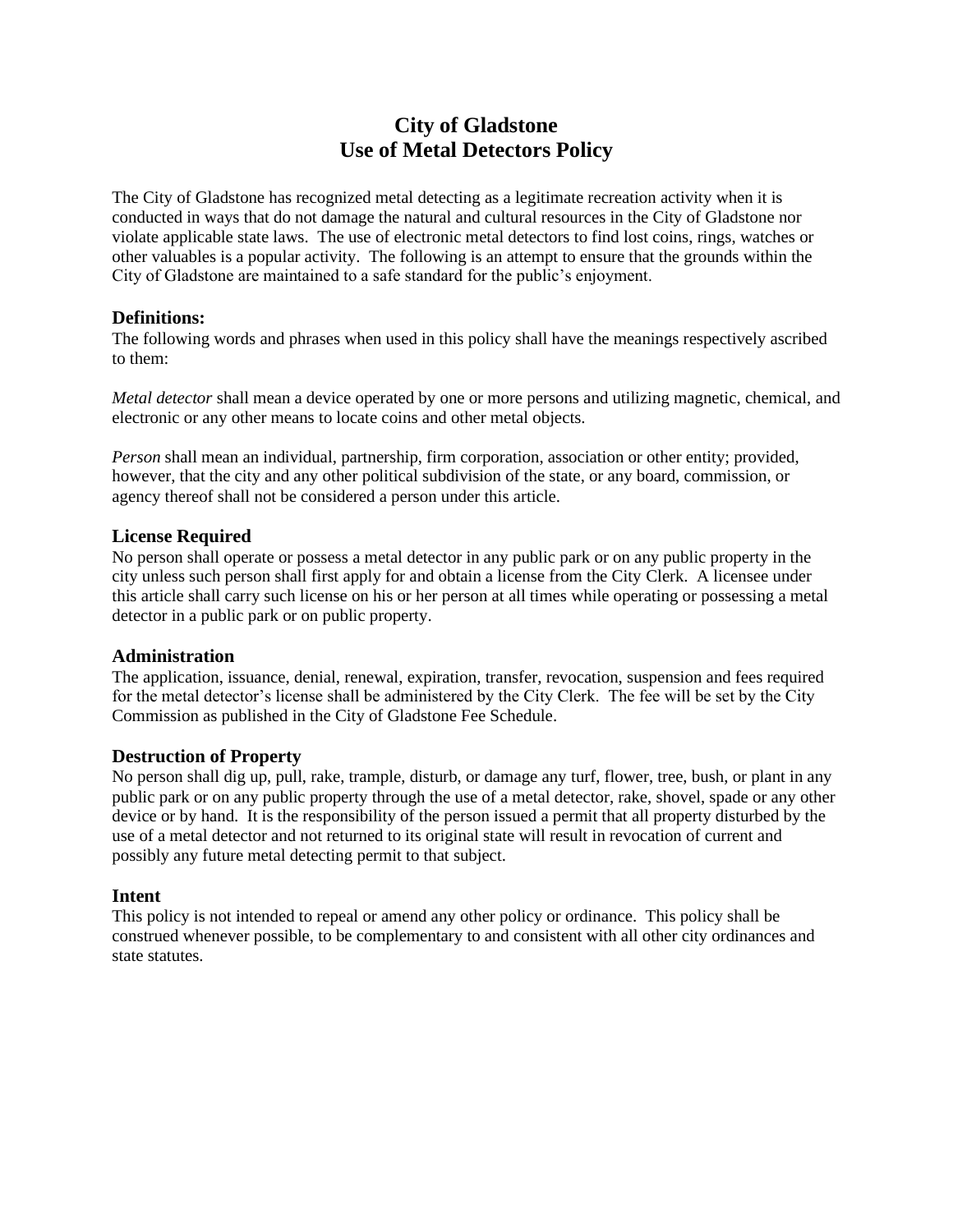# City of Gladstone
# Use of Metal Detectors Policy

The City of Gladstone has recognized metal detecting as a legitimate recreation activity when it is conducted in ways that do not damage the natural and cultural resources in the City of Gladstone nor violate applicable state laws. The use of electronic metal detectors to find lost coins, rings, watches or other valuables is a popular activity. The following is an attempt to ensure that the grounds within the City of Gladstone are maintained to a safe standard for the public's enjoyment.

## Definitions:

The following words and phrases when used in this policy shall have the meanings respectively ascribed to them:

*Metal detector* shall mean a device operated by one or more persons and utilizing magnetic, chemical, and electronic or any other means to locate coins and other metal objects.

*Person* shall mean an individual, partnership, firm corporation, association or other entity; provided, however, that the city and any other political subdivision of the state, or any board, commission, or agency thereof shall not be considered a person under this article.

## License Required

No person shall operate or possess a metal detector in any public park or on any public property in the city unless such person shall first apply for and obtain a license from the City Clerk. A licensee under this article shall carry such license on his or her person at all times while operating or possessing a metal detector in a public park or on public property.

## Administration

The application, issuance, denial, renewal, expiration, transfer, revocation, suspension and fees required for the metal detector's license shall be administered by the City Clerk. The fee will be set by the City Commission as published in the City of Gladstone Fee Schedule.

## Destruction of Property

No person shall dig up, pull, rake, trample, disturb, or damage any turf, flower, tree, bush, or plant in any public park or on any public property through the use of a metal detector, rake, shovel, spade or any other device or by hand. It is the responsibility of the person issued a permit that all property disturbed by the use of a metal detector and not returned to its original state will result in revocation of current and possibly any future metal detecting permit to that subject.

## Intent

This policy is not intended to repeal or amend any other policy or ordinance. This policy shall be construed whenever possible, to be complementary to and consistent with all other city ordinances and state statutes.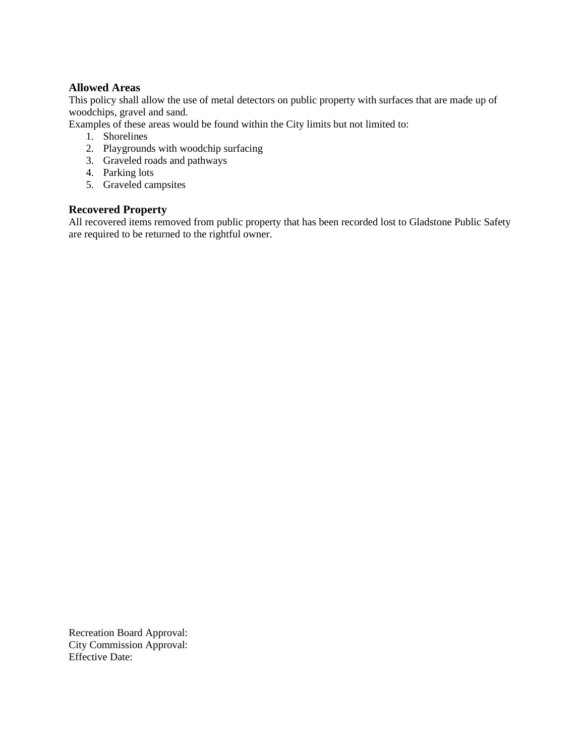### Allowed Areas

This policy shall allow the use of metal detectors on public property with surfaces that are made up of woodchips, gravel and sand.

Examples of these areas would be found within the City limits but not limited to:

1. Shorelines
2. Playgrounds with woodchip surfacing
3. Graveled roads and pathways
4. Parking lots
5. Graveled campsites

### Recovered Property

All recovered items removed from public property that has been recorded lost to Gladstone Public Safety are required to be returned to the rightful owner.

Recreation Board Approval:
City Commission Approval:
Effective Date: